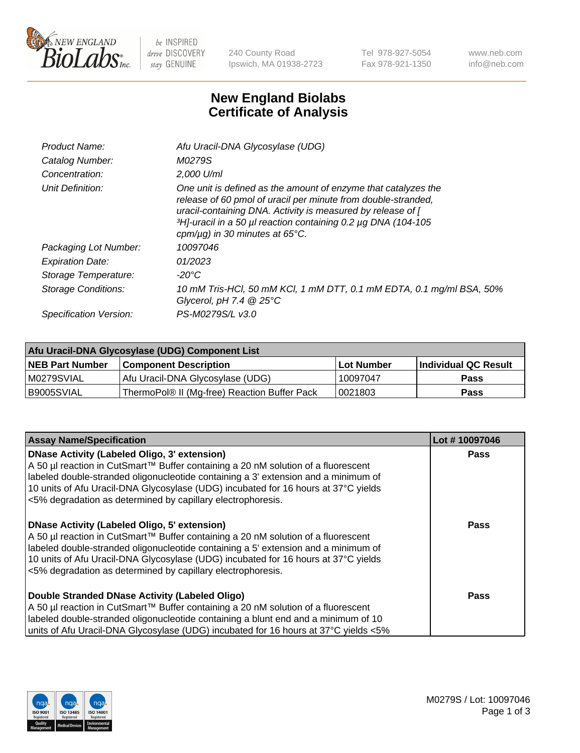# New England Biolabs Certificate of Analysis

| | |
|---|---|
| *Product Name:* | *Afu Uracil-DNA Glycosylase (UDG)* |
| *Catalog Number:* | *M0279S* |
| *Concentration:* | *2,000 U/ml* |
| *Unit Definition:* | *One unit is defined as the amount of enzyme that catalyzes the release of 60 pmol of uracil per minute from double-stranded, uracil-containing DNA. Activity is measured by release of [ ³H]-uracil in a 50 µl reaction containing 0.2 µg DNA (104-105 cpm/µg) in 30 minutes at 65°C.* |
| *Packaging Lot Number:* | *10097046* |
| *Expiration Date:* | *01/2023* |
| *Storage Temperature:* | *-20°C* |
| *Storage Conditions:* | *10 mM Tris-HCl, 50 mM KCl, 1 mM DTT, 0.1 mM EDTA, 0.1 mg/ml BSA, 50% Glycerol, pH 7.4 @ 25°C* |
| *Specification Version:* | *PS-M0279S/L v3.0* |

| Afu Uracil-DNA Glycosylase (UDG) Component List | | | |
|---|---|---|---|
| **NEB Part Number** | **Component Description** | **Lot Number** | **Individual QC Result** |
| M0279SVIAL | Afu Uracil-DNA Glycosylase (UDG) | 10097047 | **Pass** |
| B9005SVIAL | ThermoPol® II (Mg-free) Reaction Buffer Pack | 0021803 | **Pass** |

| Assay Name/Specification | Lot # 10097046 |
|---|---|
| **DNase Activity (Labeled Oligo, 3' extension)** A 50 µl reaction in CutSmart™ Buffer containing a 20 nM solution of a fluorescent labeled double-stranded oligonucleotide containing a 3' extension and a minimum of 10 units of Afu Uracil-DNA Glycosylase (UDG) incubated for 16 hours at 37°C yields <5% degradation as determined by capillary electrophoresis. | **Pass** |
| **DNase Activity (Labeled Oligo, 5' extension)** A 50 µl reaction in CutSmart™ Buffer containing a 20 nM solution of a fluorescent labeled double-stranded oligonucleotide containing a 5' extension and a minimum of 10 units of Afu Uracil-DNA Glycosylase (UDG) incubated for 16 hours at 37°C yields <5% degradation as determined by capillary electrophoresis. | **Pass** |
| **Double Stranded DNase Activity (Labeled Oligo)** A 50 µl reaction in CutSmart™ Buffer containing a 20 nM solution of a fluorescent labeled double-stranded oligonucleotide containing a blunt end and a minimum of 10 units of Afu Uracil-DNA Glycosylase (UDG) incubated for 16 hours at 37°C yields <5% | **Pass** |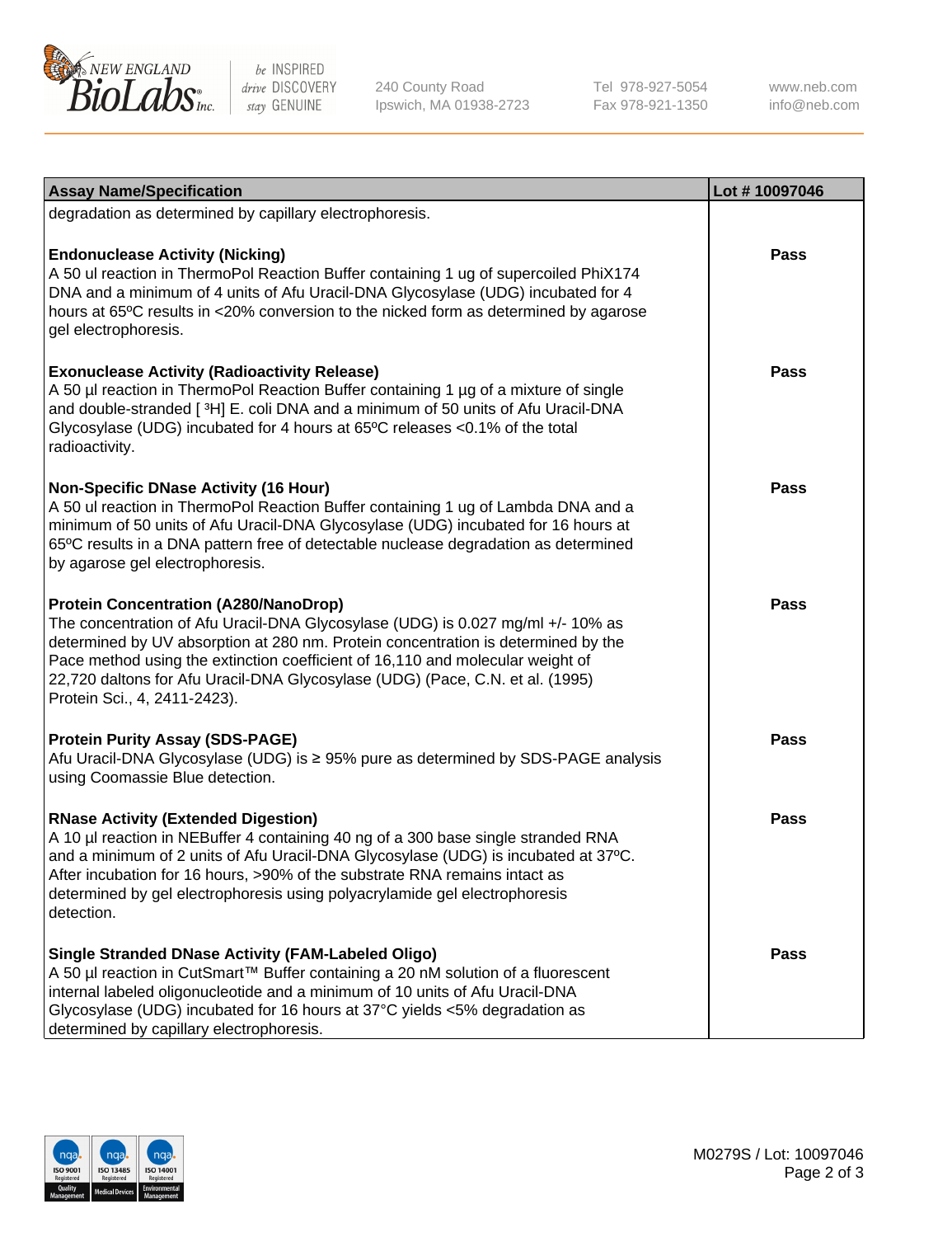| Assay Name/Specification | Lot # 10097046 |
| --- | --- |
| degradation as determined by capillary electrophoresis. | |
| **Endonuclease Activity (Nicking)**<br>A 50 ul reaction in ThermoPol Reaction Buffer containing 1 ug of supercoiled PhiX174 DNA and a minimum of 4 units of Afu Uracil-DNA Glycosylase (UDG) incubated for 4 hours at 65ºC results in <20% conversion to the nicked form as determined by agarose gel electrophoresis. | **Pass** |
| **Exonuclease Activity (Radioactivity Release)**<br>A 50 µl reaction in ThermoPol Reaction Buffer containing 1 µg of a mixture of single and double-stranded [ $^3$H] E. coli DNA and a minimum of 50 units of Afu Uracil-DNA Glycosylase (UDG) incubated for 4 hours at 65ºC releases <0.1% of the total radioactivity. | **Pass** |
| **Non-Specific DNase Activity (16 Hour)**<br>A 50 ul reaction in ThermoPol Reaction Buffer containing 1 ug of Lambda DNA and a minimum of 50 units of Afu Uracil-DNA Glycosylase (UDG) incubated for 16 hours at 65ºC results in a DNA pattern free of detectable nuclease degradation as determined by agarose gel electrophoresis. | **Pass** |
| **Protein Concentration (A280/NanoDrop)**<br>The concentration of Afu Uracil-DNA Glycosylase (UDG) is 0.027 mg/ml +/- 10% as determined by UV absorption at 280 nm. Protein concentration is determined by the Pace method using the extinction coefficient of 16,110 and molecular weight of 22,720 daltons for Afu Uracil-DNA Glycosylase (UDG) (Pace, C.N. et al. (1995) Protein Sci., 4, 2411-2423). | **Pass** |
| **Protein Purity Assay (SDS-PAGE)**<br>Afu Uracil-DNA Glycosylase (UDG) is ≥ 95% pure as determined by SDS-PAGE analysis using Coomassie Blue detection. | **Pass** |
| **RNase Activity (Extended Digestion)**<br>A 10 µl reaction in NEBuffer 4 containing 40 ng of a 300 base single stranded RNA and a minimum of 2 units of Afu Uracil-DNA Glycosylase (UDG) is incubated at 37ºC. After incubation for 16 hours, >90% of the substrate RNA remains intact as determined by gel electrophoresis using polyacrylamide gel electrophoresis detection. | **Pass** |
| **Single Stranded DNase Activity (FAM-Labeled Oligo)**<br>A 50 µl reaction in CutSmart™ Buffer containing a 20 nM solution of a fluorescent internal labeled oligonucleotide and a minimum of 10 units of Afu Uracil-DNA Glycosylase (UDG) incubated for 16 hours at 37°C yields <5% degradation as determined by capillary electrophoresis. | **Pass** |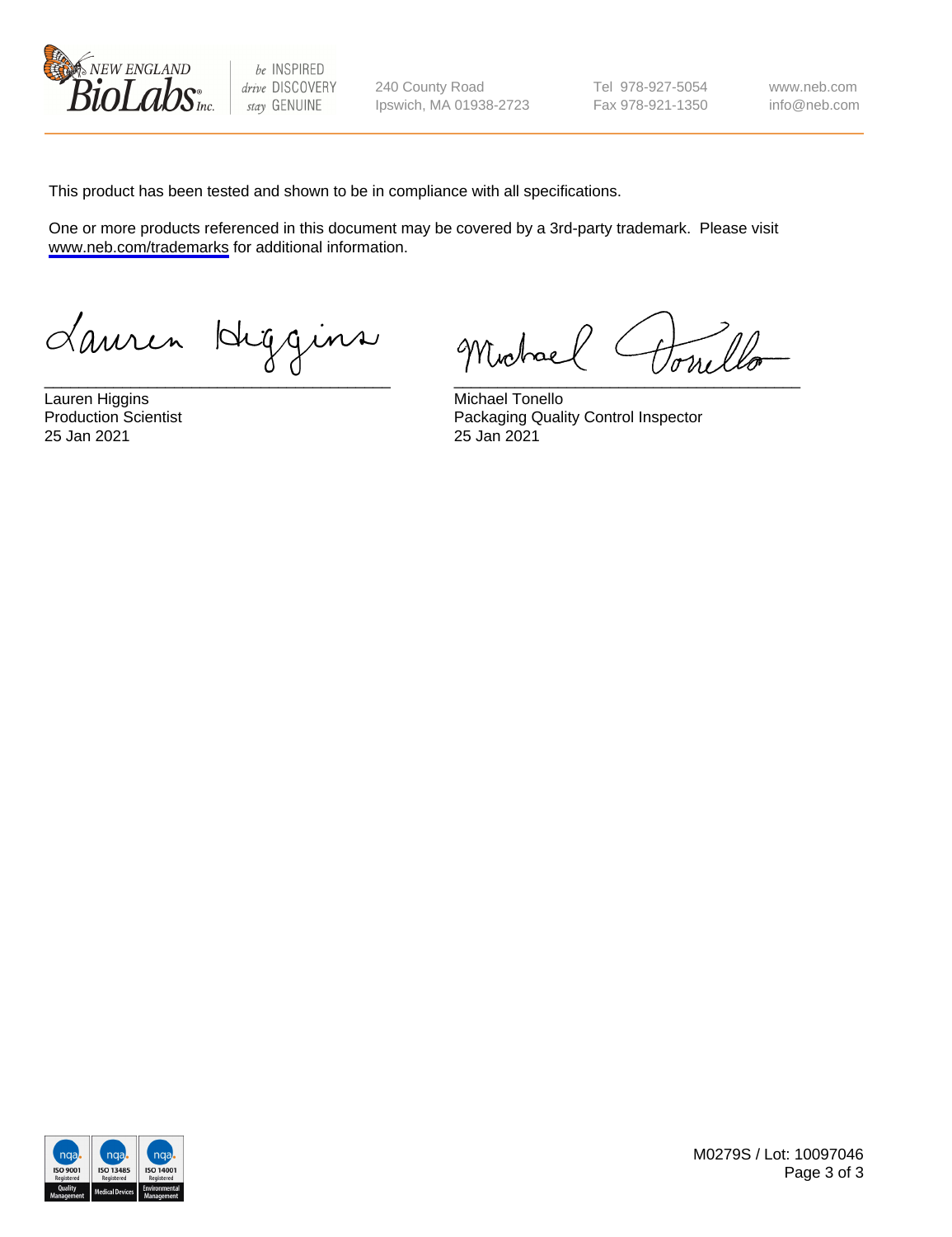This product has been tested and shown to be in compliance with all specifications.

One or more products referenced in this document may be covered by a 3rd-party trademark. Please visit www.neb.com/trademarks for additional information.

Lauren Higgins
Production Scientist
25 Jan 2021

Michael Tonello
Packaging Quality Control Inspector
25 Jan 2021

M0279S / Lot: 10097046